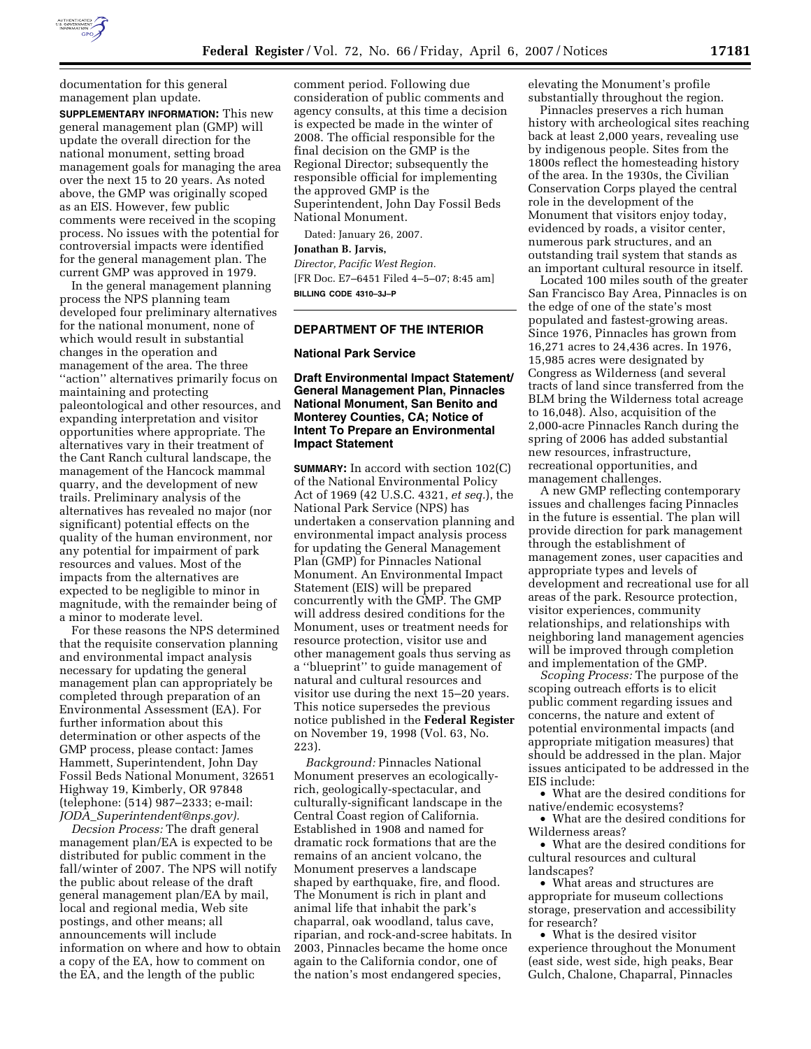documentation for this general management plan update.

**SUPPLEMENTARY INFORMATION:** This new general management plan (GMP) will update the overall direction for the national monument, setting broad management goals for managing the area over the next 15 to 20 years. As noted above, the GMP was originally scoped as an EIS. However, few public comments were received in the scoping process. No issues with the potential for controversial impacts were identified for the general management plan. The current GMP was approved in 1979.

In the general management planning process the NPS planning team developed four preliminary alternatives for the national monument, none of which would result in substantial changes in the operation and management of the area. The three ''action'' alternatives primarily focus on maintaining and protecting paleontological and other resources, and expanding interpretation and visitor opportunities where appropriate. The alternatives vary in their treatment of the Cant Ranch cultural landscape, the management of the Hancock mammal quarry, and the development of new trails. Preliminary analysis of the alternatives has revealed no major (nor significant) potential effects on the quality of the human environment, nor any potential for impairment of park resources and values. Most of the impacts from the alternatives are expected to be negligible to minor in magnitude, with the remainder being of a minor to moderate level.

For these reasons the NPS determined that the requisite conservation planning and environmental impact analysis necessary for updating the general management plan can appropriately be completed through preparation of an Environmental Assessment (EA). For further information about this determination or other aspects of the GMP process, please contact: James Hammett, Superintendent, John Day Fossil Beds National Monument, 32651 Highway 19, Kimberly, OR 97848 (telephone: (514) 987–2333; e-mail: *JODA_Superintendent@nps.gov).*

*Decsion Process:* The draft general management plan/EA is expected to be distributed for public comment in the fall/winter of 2007. The NPS will notify the public about release of the draft general management plan/EA by mail, local and regional media, Web site postings, and other means; all announcements will include information on where and how to obtain a copy of the EA, how to comment on the EA, and the length of the public comment period. Following due consideration of public comments and agency consults, at this time a decision is expected be made in the winter of 2008. The official responsible for the final decision on the GMP is the Regional Director; subsequently the responsible official for implementing the approved GMP is the Superintendent, John Day Fossil Beds National Monument.

Dated: January 26, 2007.

**Jonathan B. Jarvis,**

*Director, Pacific West Region.*

[FR Doc. E7–6451 Filed 4–5–07; 8:45 am]

**BILLING CODE 4310–3J–P**

---

## DEPARTMENT OF THE INTERIOR

### National Park Service

### Draft Environmental Impact Statement/ General Management Plan, Pinnacles National Monument, San Benito and Monterey Counties, CA; Notice of Intent To Prepare an Environmental Impact Statement

**SUMMARY:** In accord with section 102(C) of the National Environmental Policy Act of 1969 (42 U.S.C. 4321, *et seq.*), the National Park Service (NPS) has undertaken a conservation planning and environmental impact analysis process for updating the General Management Plan (GMP) for Pinnacles National Monument. An Environmental Impact Statement (EIS) will be prepared concurrently with the GMP. The GMP will address desired conditions for the Monument, uses or treatment needs for resource protection, visitor use and other management goals thus serving as a ''blueprint'' to guide management of natural and cultural resources and visitor use during the next 15–20 years. This notice supersedes the previous notice published in the **Federal Register** on November 19, 1998 (Vol. 63, No. 223).

*Background:* Pinnacles National Monument preserves an ecologically-rich, geologically-spectacular, and culturally-significant landscape in the Central Coast region of California. Established in 1908 and named for dramatic rock formations that are the remains of an ancient volcano, the Monument preserves a landscape shaped by earthquake, fire, and flood. The Monument is rich in plant and animal life that inhabit the park's chaparral, oak woodland, talus cave, riparian, and rock-and-scree habitats. In 2003, Pinnacles became the home once again to the California condor, one of the nation's most endangered species, elevating the Monument's profile substantially throughout the region.

Pinnacles preserves a rich human history with archeological sites reaching back at least 2,000 years, revealing use by indigenous people. Sites from the 1800s reflect the homesteading history of the area. In the 1930s, the Civilian Conservation Corps played the central role in the development of the Monument that visitors enjoy today, evidenced by roads, a visitor center, numerous park structures, and an outstanding trail system that stands as an important cultural resource in itself.

Located 100 miles south of the greater San Francisco Bay Area, Pinnacles is on the edge of one of the state's most populated and fastest-growing areas. Since 1976, Pinnacles has grown from 16,271 acres to 24,436 acres. In 1976, 15,985 acres were designated by Congress as Wilderness (and several tracts of land since transferred from the BLM bring the Wilderness total acreage to 16,048). Also, acquisition of the 2,000-acre Pinnacles Ranch during the spring of 2006 has added substantial new resources, infrastructure, recreational opportunities, and management challenges.

A new GMP reflecting contemporary issues and challenges facing Pinnacles in the future is essential. The plan will provide direction for park management through the establishment of management zones, user capacities and appropriate types and levels of development and recreational use for all areas of the park. Resource protection, visitor experiences, community relationships, and relationships with neighboring land management agencies will be improved through completion and implementation of the GMP.

*Scoping Process:* The purpose of the scoping outreach efforts is to elicit public comment regarding issues and concerns, the nature and extent of potential environmental impacts (and appropriate mitigation measures) that should be addressed in the plan. Major issues anticipated to be addressed in the EIS include:

- What are the desired conditions for native/endemic ecosystems?
- What are the desired conditions for Wilderness areas?
- What are the desired conditions for cultural resources and cultural landscapes?
- What areas and structures are appropriate for museum collections storage, preservation and accessibility for research?
- What is the desired visitor experience throughout the Monument (east side, west side, high peaks, Bear Gulch, Chalone, Chaparral, Pinnacles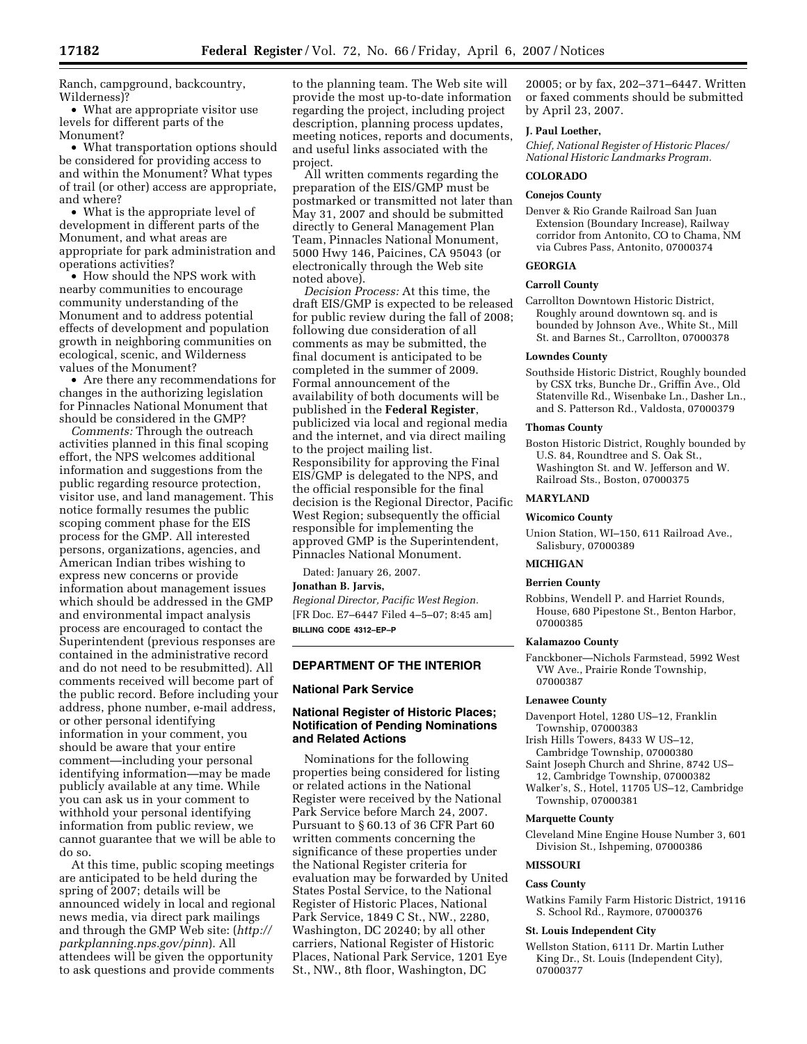Ranch, campground, backcountry, Wilderness)?

- What are appropriate visitor use levels for different parts of the Monument?
- What transportation options should be considered for providing access to and within the Monument? What types of trail (or other) access are appropriate, and where?
- What is the appropriate level of development in different parts of the Monument, and what areas are appropriate for park administration and operations activities?
- How should the NPS work with nearby communities to encourage community understanding of the Monument and to address potential effects of development and population growth in neighboring communities on ecological, scenic, and Wilderness values of the Monument?
- Are there any recommendations for changes in the authorizing legislation for Pinnacles National Monument that should be considered in the GMP?

*Comments:* Through the outreach activities planned in this final scoping effort, the NPS welcomes additional information and suggestions from the public regarding resource protection, visitor use, and land management. This notice formally resumes the public scoping comment phase for the EIS process for the GMP. All interested persons, organizations, agencies, and American Indian tribes wishing to express new concerns or provide information about management issues which should be addressed in the GMP and environmental impact analysis process are encouraged to contact the Superintendent (previous responses are contained in the administrative record and do not need to be resubmitted). All comments received will become part of the public record. Before including your address, phone number, e-mail address, or other personal identifying information in your comment, you should be aware that your entire comment—including your personal identifying information—may be made publicly available at any time. While you can ask us in your comment to withhold your personal identifying information from public review, we cannot guarantee that we will be able to do so.

At this time, public scoping meetings are anticipated to be held during the spring of 2007; details will be announced widely in local and regional news media, via direct park mailings and through the GMP Web site: (*http://parkplanning.nps.gov/pinn*). All attendees will be given the opportunity to ask questions and provide comments to the planning team. The Web site will provide the most up-to-date information regarding the project, including project description, planning process updates, meeting notices, reports and documents, and useful links associated with the project.

All written comments regarding the preparation of the EIS/GMP must be postmarked or transmitted not later than May 31, 2007 and should be submitted directly to General Management Plan Team, Pinnacles National Monument, 5000 Hwy 146, Paicines, CA 95043 (or electronically through the Web site noted above).

*Decision Process:* At this time, the draft EIS/GMP is expected to be released for public review during the fall of 2008; following due consideration of all comments as may be submitted, the final document is anticipated to be completed in the summer of 2009. Formal announcement of the availability of both documents will be published in the **Federal Register**, publicized via local and regional media and the internet, and via direct mailing to the project mailing list. Responsibility for approving the Final EIS/GMP is delegated to the NPS, and the official responsible for the final decision is the Regional Director, Pacific West Region; subsequently the official responsible for implementing the approved GMP is the Superintendent, Pinnacles National Monument.

Dated: January 26, 2007.

**Jonathan B. Jarvis,**

*Regional Director, Pacific West Region.*

[FR Doc. E7–6447 Filed 4–5–07; 8:45 am]

**BILLING CODE 4312–EP–P**

## DEPARTMENT OF THE INTERIOR

### National Park Service

### National Register of Historic Places; Notification of Pending Nominations and Related Actions

Nominations for the following properties being considered for listing or related actions in the National Register were received by the National Park Service before March 24, 2007. Pursuant to § 60.13 of 36 CFR Part 60 written comments concerning the significance of these properties under the National Register criteria for evaluation may be forwarded by United States Postal Service, to the National Register of Historic Places, National Park Service, 1849 C St., NW., 2280, Washington, DC 20240; by all other carriers, National Register of Historic Places, National Park Service, 1201 Eye St., NW., 8th floor, Washington, DC 20005; or by fax, 202–371–6447. Written or faxed comments should be submitted by April 23, 2007.

**J. Paul Loether,**

*Chief, National Register of Historic Places/ National Historic Landmarks Program.*

**COLORADO**

**Conejos County**

Denver & Rio Grande Railroad San Juan Extension (Boundary Increase), Railway corridor from Antonito, CO to Chama, NM via Cubres Pass, Antonito, 07000374

**GEORGIA**

**Carroll County**

Carrollton Downtown Historic District, Roughly around downtown sq. and is bounded by Johnson Ave., White St., Mill St. and Barnes St., Carrollton, 07000378

**Lowndes County**

Southside Historic District, Roughly bounded by CSX trks, Bunche Dr., Griffin Ave., Old Statenville Rd., Wisenbake Ln., Dasher Ln., and S. Patterson Rd., Valdosta, 07000379

**Thomas County**

Boston Historic District, Roughly bounded by U.S. 84, Roundtree and S. Oak St., Washington St. and W. Jefferson and W. Railroad Sts., Boston, 07000375

**MARYLAND**

**Wicomico County**

Union Station, WI–150, 611 Railroad Ave., Salisbury, 07000389

**MICHIGAN**

**Berrien County**

Robbins, Wendell P. and Harriet Rounds, House, 680 Pipestone St., Benton Harbor, 07000385

**Kalamazoo County**

Fanckboner—Nichols Farmstead, 5992 West VW Ave., Prairie Ronde Township, 07000387

**Lenawee County**

Davenport Hotel, 1280 US–12, Franklin Township, 07000383

Irish Hills Towers, 8433 W US–12, Cambridge Township, 07000380

Saint Joseph Church and Shrine, 8742 US–12, Cambridge Township, 07000382

Walker's, S., Hotel, 11705 US–12, Cambridge Township, 07000381

**Marquette County**

Cleveland Mine Engine House Number 3, 601 Division St., Ishpeming, 07000386

**MISSOURI**

**Cass County**

Watkins Family Farm Historic District, 19116 S. School Rd., Raymore, 07000376

**St. Louis Independent City**

Wellston Station, 6111 Dr. Martin Luther King Dr., St. Louis (Independent City), 07000377